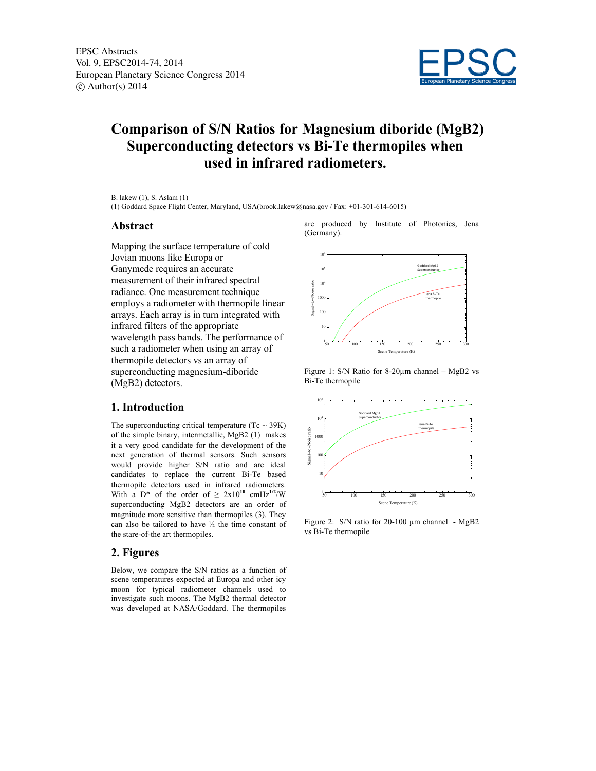# Comparison of S/N Ratios for Magnesium diboride (MgB2) Superconducting detectors vs Bi-Te thermopiles when used in infrared radiometers.

B. lakew (1), S. Aslam (1)

(1) Goddard Space Flight Center, Maryland, USA(brook.lakew@nasa.gov / Fax: +01-301-614-6015)

## Abstract

Mapping the surface temperature of cold Jovian moons like Europa or Ganymede requires an accurate measurement of their infrared spectral radiance. One measurement technique employs a radiometer with thermopile linear arrays. Each array is in turn integrated with infrared filters of the appropriate wavelength pass bands. The performance of such a radiometer when using an array of thermopile detectors vs an array of superconducting magnesium-diboride (MgB2) detectors.

## 1. Introduction

The superconducting critical temperature (Tc ~ 39K) of the simple binary, intermetallic, MgB2 (1) makes it a very good candidate for the development of the next generation of thermal sensors. Such sensors would provide higher S/N ratio and are ideal candidates to replace the current Bi-Te based thermopile detectors used in infrared radiometers. With a D* of the order of $\geq 2\text{x}10^{10}$ $\text{cmHz}^{1/2}/\text{W}$ superconducting MgB2 detectors are an order of magnitude more sensitive than thermopiles (3). They can also be tailored to have ½ the time constant of the stare-of-the art thermopiles.

## 2. Figures

Below, we compare the S/N ratios as a function of scene temperatures expected at Europa and other icy moon for typical radiometer channels used to investigate such moons. The MgB2 thermal detector was developed at NASA/Goddard. The thermopiles are produced by Institute of Photonics, Jena (Germany).

Figure 1: S/N Ratio for 8-20µm channel – MgB2 vs Bi-Te thermopile

Figure 2: S/N ratio for 20-100 µm channel - MgB2 vs Bi-Te thermopile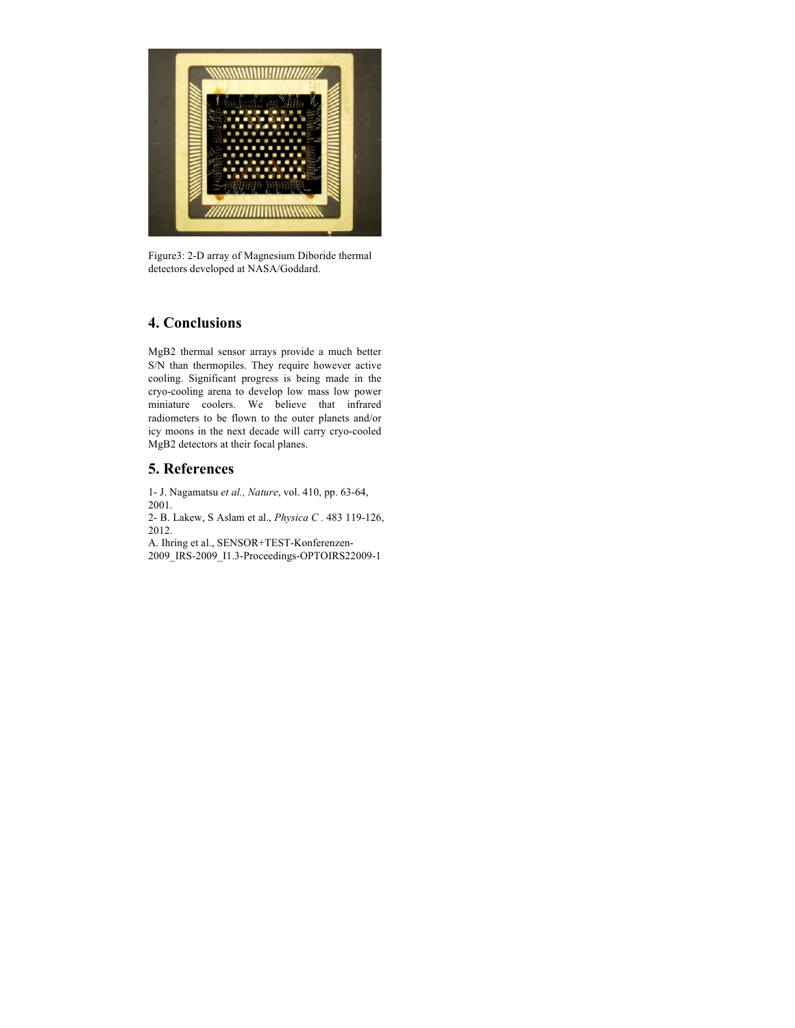Figure3: 2-D array of Magnesium Diboride thermal detectors developed at NASA/Goddard.

## 4. Conclusions

MgB2 thermal sensor arrays provide a much better S/N than thermopiles. They require however active cooling. Significant progress is being made in the cryo-cooling arena to develop low mass low power miniature coolers. We believe that infrared radiometers to be flown to the outer planets and/or icy moons in the next decade will carry cryo-cooled MgB2 detectors at their focal planes.

## 5. References

1- J. Nagamatsu *et al., Nature*, vol. 410, pp. 63-64, 2001.
2- B. Lakew, S Aslam et al., *Physica C* . 483 119-126, 2012.
A. Ihring et al., SENSOR+TEST-Konferenzen-2009_IRS-2009_I1.3-Proceedings-OPTOIRS22009-1